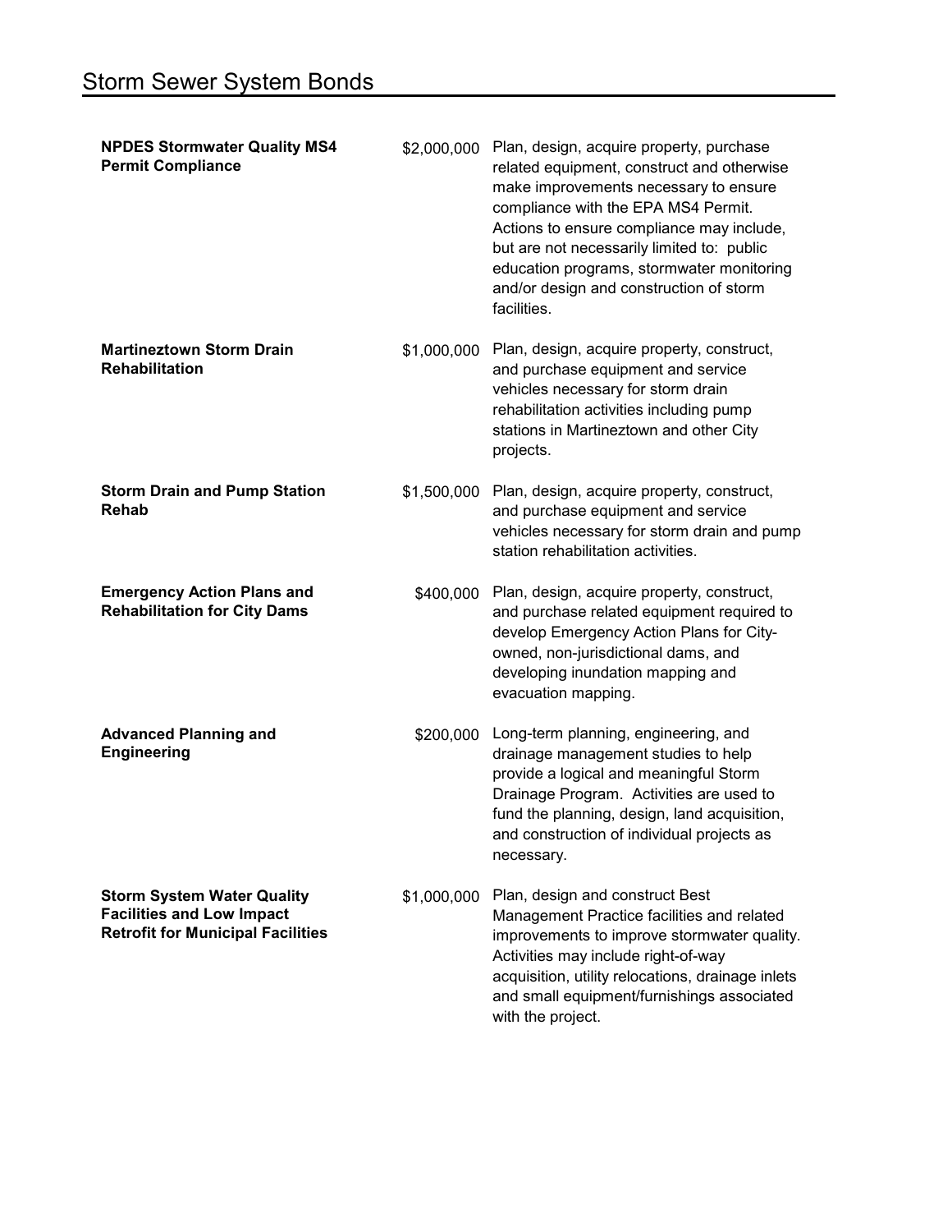# Storm Sewer System Bonds

| | | |
|---|---|---|
| **NPDES Stormwater Quality MS4 Permit Compliance** | $2,000,000 | Plan, design, acquire property, purchase related equipment, construct and otherwise make improvements necessary to ensure compliance with the EPA MS4 Permit. Actions to ensure compliance may include, but are not necessarily limited to: public education programs, stormwater monitoring and/or design and construction of storm facilities. |
| **Martineztown Storm Drain Rehabilitation** | $1,000,000 | Plan, design, acquire property, construct, and purchase equipment and service vehicles necessary for storm drain rehabilitation activities including pump stations in Martineztown and other City projects. |
| **Storm Drain and Pump Station Rehab** | $1,500,000 | Plan, design, acquire property, construct, and purchase equipment and service vehicles necessary for storm drain and pump station rehabilitation activities. |
| **Emergency Action Plans and Rehabilitation for City Dams** | $400,000 | Plan, design, acquire property, construct, and purchase related equipment required to develop Emergency Action Plans for City-owned, non-jurisdictional dams, and developing inundation mapping and evacuation mapping. |
| **Advanced Planning and Engineering** | $200,000 | Long-term planning, engineering, and drainage management studies to help provide a logical and meaningful Storm Drainage Program. Activities are used to fund the planning, design, land acquisition, and construction of individual projects as necessary. |
| **Storm System Water Quality Facilities and Low Impact Retrofit for Municipal Facilities** | $1,000,000 | Plan, design and construct Best Management Practice facilities and related improvements to improve stormwater quality. Activities may include right-of-way acquisition, utility relocations, drainage inlets and small equipment/furnishings associated with the project. |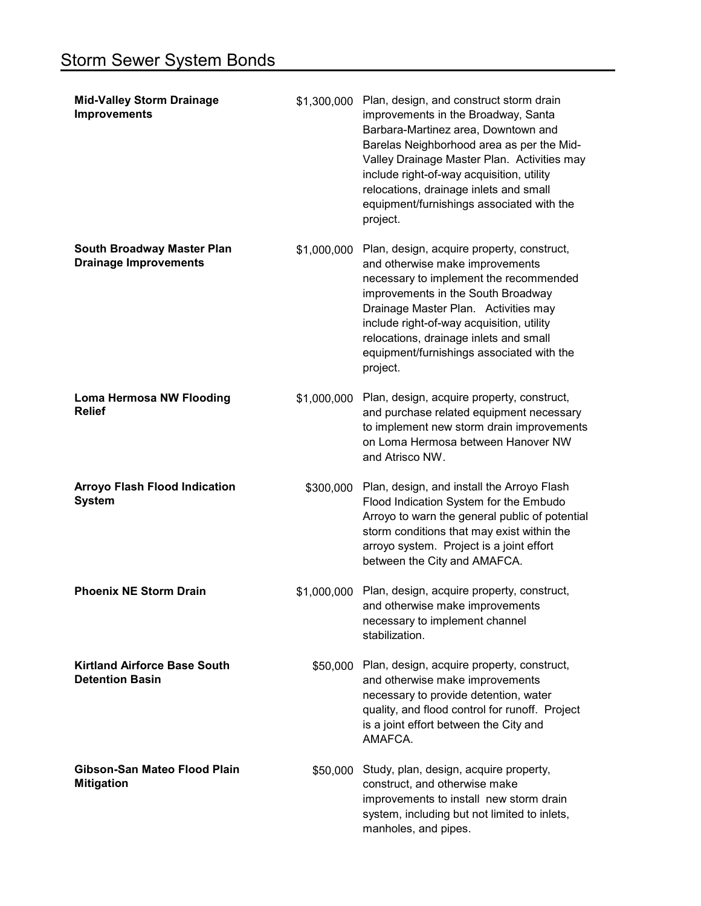## Storm Sewer System Bonds

| | | |
|---|---|---|
| **Mid-Valley Storm Drainage Improvements** | $1,300,000 | Plan, design, and construct storm drain improvements in the Broadway, Santa Barbara-Martinez area, Downtown and Barelas Neighborhood area as per the Mid-Valley Drainage Master Plan. Activities may include right-of-way acquisition, utility relocations, drainage inlets and small equipment/furnishings associated with the project. |
| **South Broadway Master Plan Drainage Improvements** | $1,000,000 | Plan, design, acquire property, construct, and otherwise make improvements necessary to implement the recommended improvements in the South Broadway Drainage Master Plan. Activities may include right-of-way acquisition, utility relocations, drainage inlets and small equipment/furnishings associated with the project. |
| **Loma Hermosa NW Flooding Relief** | $1,000,000 | Plan, design, acquire property, construct, and purchase related equipment necessary to implement new storm drain improvements on Loma Hermosa between Hanover NW and Atrisco NW. |
| **Arroyo Flash Flood Indication System** | $300,000 | Plan, design, and install the Arroyo Flash Flood Indication System for the Embudo Arroyo to warn the general public of potential storm conditions that may exist within the arroyo system. Project is a joint effort between the City and AMAFCA. |
| **Phoenix NE Storm Drain** | $1,000,000 | Plan, design, acquire property, construct, and otherwise make improvements necessary to implement channel stabilization. |
| **Kirtland Airforce Base South Detention Basin** | $50,000 | Plan, design, acquire property, construct, and otherwise make improvements necessary to provide detention, water quality, and flood control for runoff. Project is a joint effort between the City and AMAFCA. |
| **Gibson-San Mateo Flood Plain Mitigation** | $50,000 | Study, plan, design, acquire property, construct, and otherwise make improvements to install new storm drain system, including but not limited to inlets, manholes, and pipes. |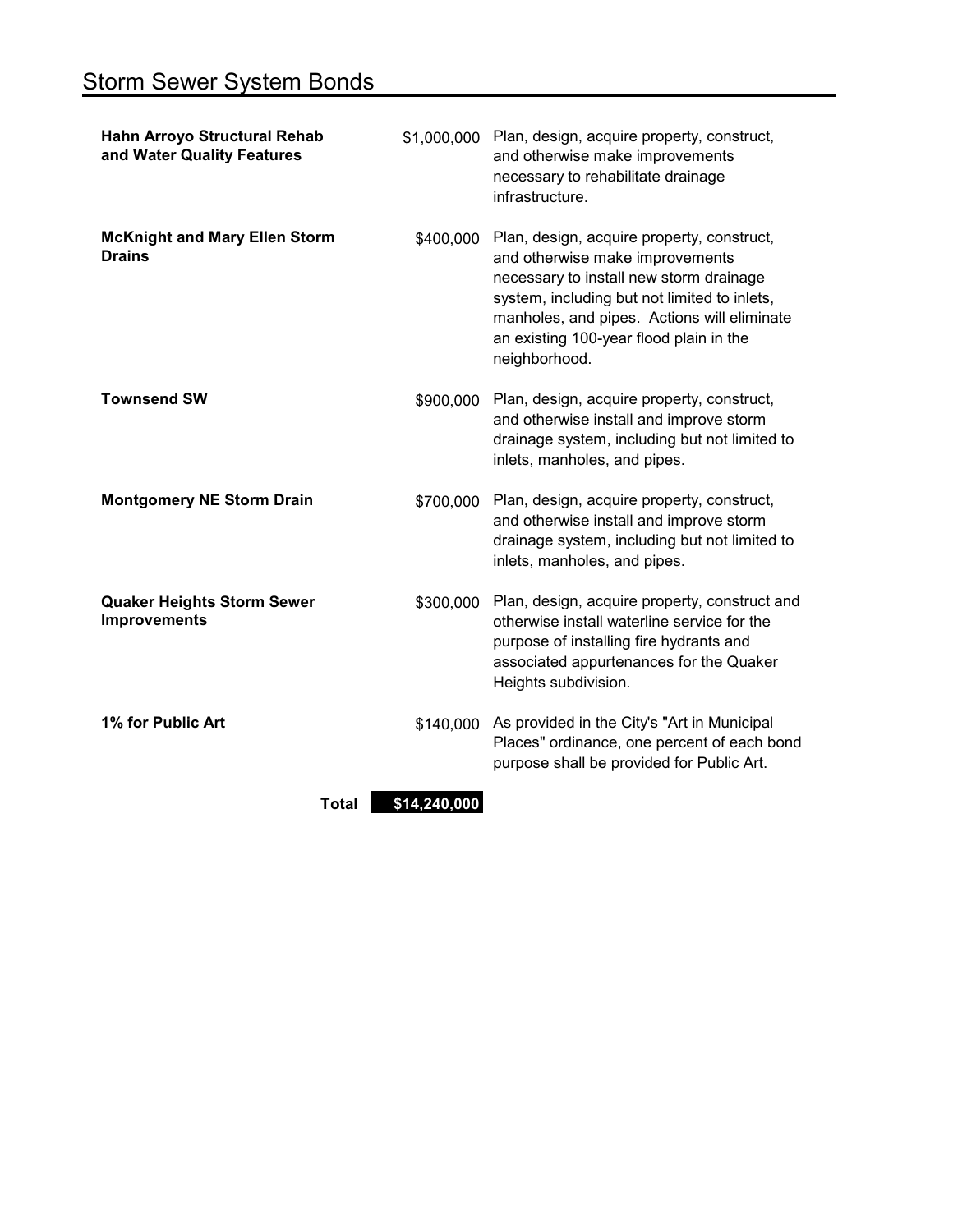# Storm Sewer System Bonds

| | | |
|---|---|---|
| **Hahn Arroyo Structural Rehab and Water Quality Features** | $1,000,000 | Plan, design, acquire property, construct, and otherwise make improvements necessary to rehabilitate drainage infrastructure. |
| **McKnight and Mary Ellen Storm Drains** | $400,000 | Plan, design, acquire property, construct, and otherwise make improvements necessary to install new storm drainage system, including but not limited to inlets, manholes, and pipes. Actions will eliminate an existing 100-year flood plain in the neighborhood. |
| **Townsend SW** | $900,000 | Plan, design, acquire property, construct, and otherwise install and improve storm drainage system, including but not limited to inlets, manholes, and pipes. |
| **Montgomery NE Storm Drain** | $700,000 | Plan, design, acquire property, construct, and otherwise install and improve storm drainage system, including but not limited to inlets, manholes, and pipes. |
| **Quaker Heights Storm Sewer Improvements** | $300,000 | Plan, design, acquire property, construct and otherwise install waterline service for the purpose of installing fire hydrants and associated appurtenances for the Quaker Heights subdivision. |
| **1% for Public Art** | $140,000 | As provided in the City's "Art in Municipal Places" ordinance, one percent of each bond purpose shall be provided for Public Art. |
| **Total** | **$14,240,000** | |